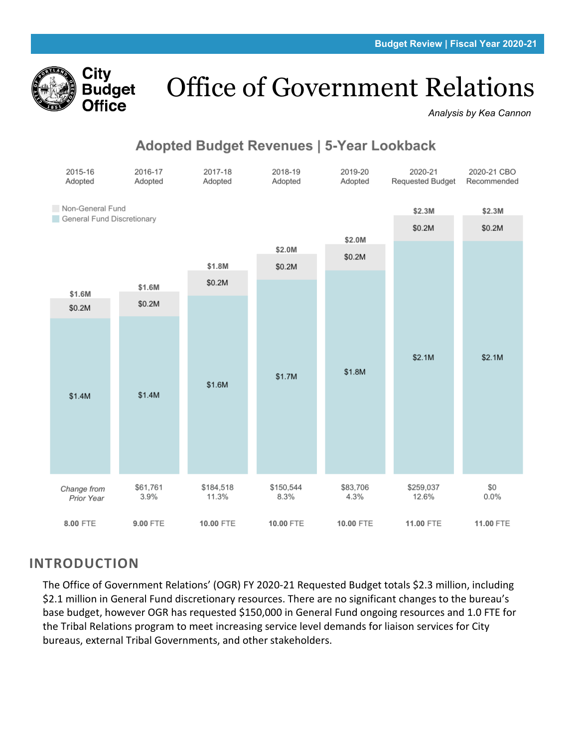Budget Review | Fiscal Year 2020-21

City Budget Office

# Office of Government Relations

*Analysis by Kea Cannon*

## Adopted Budget Revenues | 5-Year Lookback

| | 2015-16 Adopted | 2016-17 Adopted | 2017-18 Adopted | 2018-19 Adopted | 2019-20 Adopted | 2020-21 Requested Budget | 2020-21 CBO Recommended |
|---|---|---|---|---|---|---|---|
| Total | $1.6M | $1.6M | $1.8M | $2.0M | $2.0M | $2.3M | $2.3M |
| Non-General Fund | $0.2M | $0.2M | $0.2M | $0.2M | $0.2M | $0.2M | $0.2M |
| General Fund Discretionary | $1.4M | $1.4M | $1.6M | $1.7M | $1.8M | $2.1M | $2.1M |
| *Change from Prior Year* | | $61,761<br>3.9% | $184,518<br>11.3% | $150,544<br>8.3% | $83,706<br>4.3% | $259,037<br>12.6% | $0<br>0.0% |
| FTE | 8.00 FTE | 9.00 FTE | 10.00 FTE | 10.00 FTE | 10.00 FTE | 11.00 FTE | 11.00 FTE |

## INTRODUCTION

The Office of Government Relations' (OGR) FY 2020-21 Requested Budget totals $2.3 million, including $2.1 million in General Fund discretionary resources. There are no significant changes to the bureau's base budget, however OGR has requested $150,000 in General Fund ongoing resources and 1.0 FTE for the Tribal Relations program to meet increasing service level demands for liaison services for City bureaus, external Tribal Governments, and other stakeholders.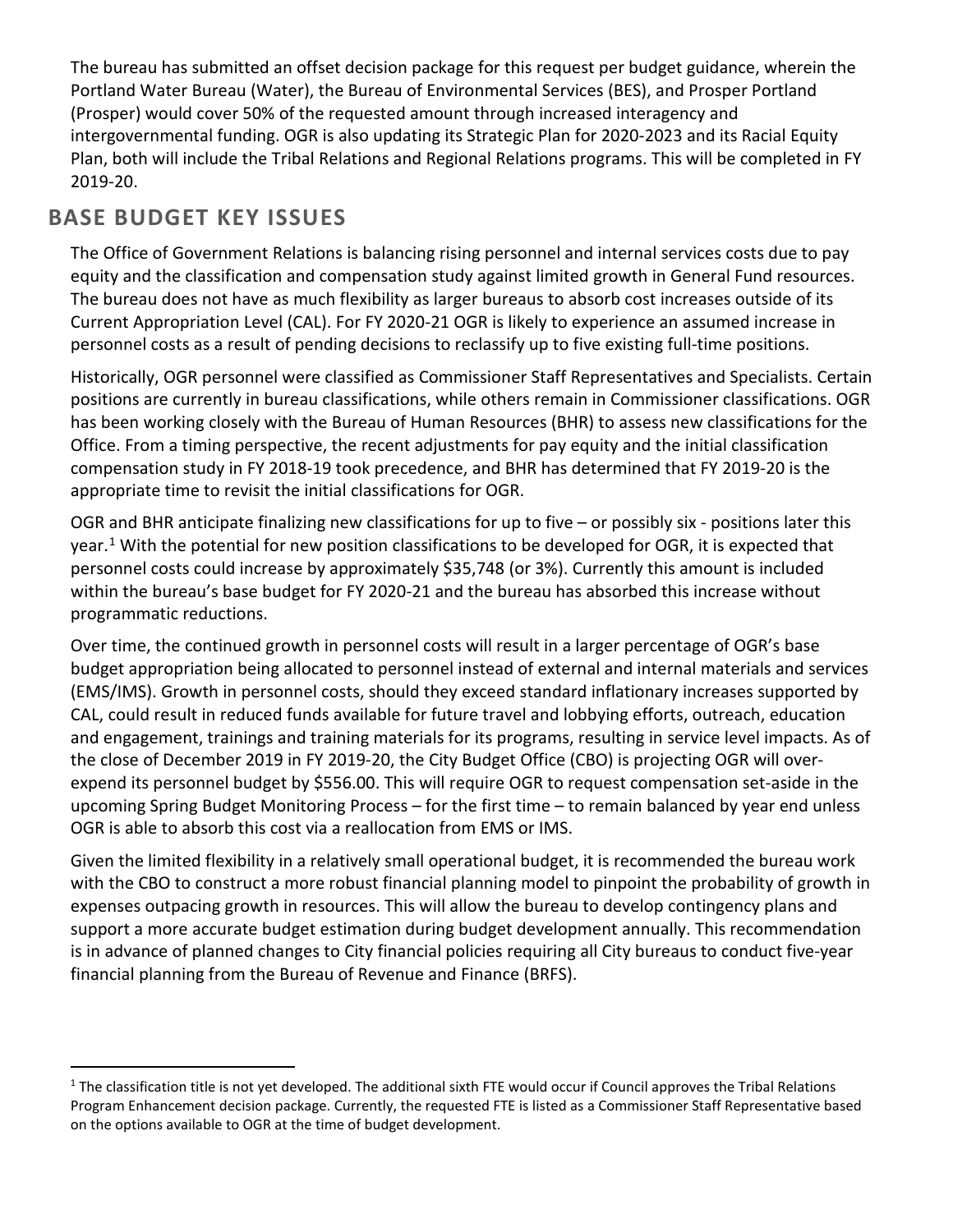The bureau has submitted an offset decision package for this request per budget guidance, wherein the Portland Water Bureau (Water), the Bureau of Environmental Services (BES), and Prosper Portland (Prosper) would cover 50% of the requested amount through increased interagency and intergovernmental funding. OGR is also updating its Strategic Plan for 2020-2023 and its Racial Equity Plan, both will include the Tribal Relations and Regional Relations programs. This will be completed in FY 2019-20.

## BASE BUDGET KEY ISSUES

The Office of Government Relations is balancing rising personnel and internal services costs due to pay equity and the classification and compensation study against limited growth in General Fund resources. The bureau does not have as much flexibility as larger bureaus to absorb cost increases outside of its Current Appropriation Level (CAL). For FY 2020-21 OGR is likely to experience an assumed increase in personnel costs as a result of pending decisions to reclassify up to five existing full-time positions.

Historically, OGR personnel were classified as Commissioner Staff Representatives and Specialists. Certain positions are currently in bureau classifications, while others remain in Commissioner classifications. OGR has been working closely with the Bureau of Human Resources (BHR) to assess new classifications for the Office. From a timing perspective, the recent adjustments for pay equity and the initial classification compensation study in FY 2018-19 took precedence, and BHR has determined that FY 2019-20 is the appropriate time to revisit the initial classifications for OGR.

OGR and BHR anticipate finalizing new classifications for up to five – or possibly six - positions later this year.[1] With the potential for new position classifications to be developed for OGR, it is expected that personnel costs could increase by approximately $35,748 (or 3%). Currently this amount is included within the bureau's base budget for FY 2020-21 and the bureau has absorbed this increase without programmatic reductions.

Over time, the continued growth in personnel costs will result in a larger percentage of OGR's base budget appropriation being allocated to personnel instead of external and internal materials and services (EMS/IMS). Growth in personnel costs, should they exceed standard inflationary increases supported by CAL, could result in reduced funds available for future travel and lobbying efforts, outreach, education and engagement, trainings and training materials for its programs, resulting in service level impacts. As of the close of December 2019 in FY 2019-20, the City Budget Office (CBO) is projecting OGR will over-expend its personnel budget by $556.00. This will require OGR to request compensation set-aside in the upcoming Spring Budget Monitoring Process – for the first time – to remain balanced by year end unless OGR is able to absorb this cost via a reallocation from EMS or IMS.

Given the limited flexibility in a relatively small operational budget, it is recommended the bureau work with the CBO to construct a more robust financial planning model to pinpoint the probability of growth in expenses outpacing growth in resources. This will allow the bureau to develop contingency plans and support a more accurate budget estimation during budget development annually. This recommendation is in advance of planned changes to City financial policies requiring all City bureaus to conduct five-year financial planning from the Bureau of Revenue and Finance (BRFS).

[1] The classification title is not yet developed. The additional sixth FTE would occur if Council approves the Tribal Relations Program Enhancement decision package. Currently, the requested FTE is listed as a Commissioner Staff Representative based on the options available to OGR at the time of budget development.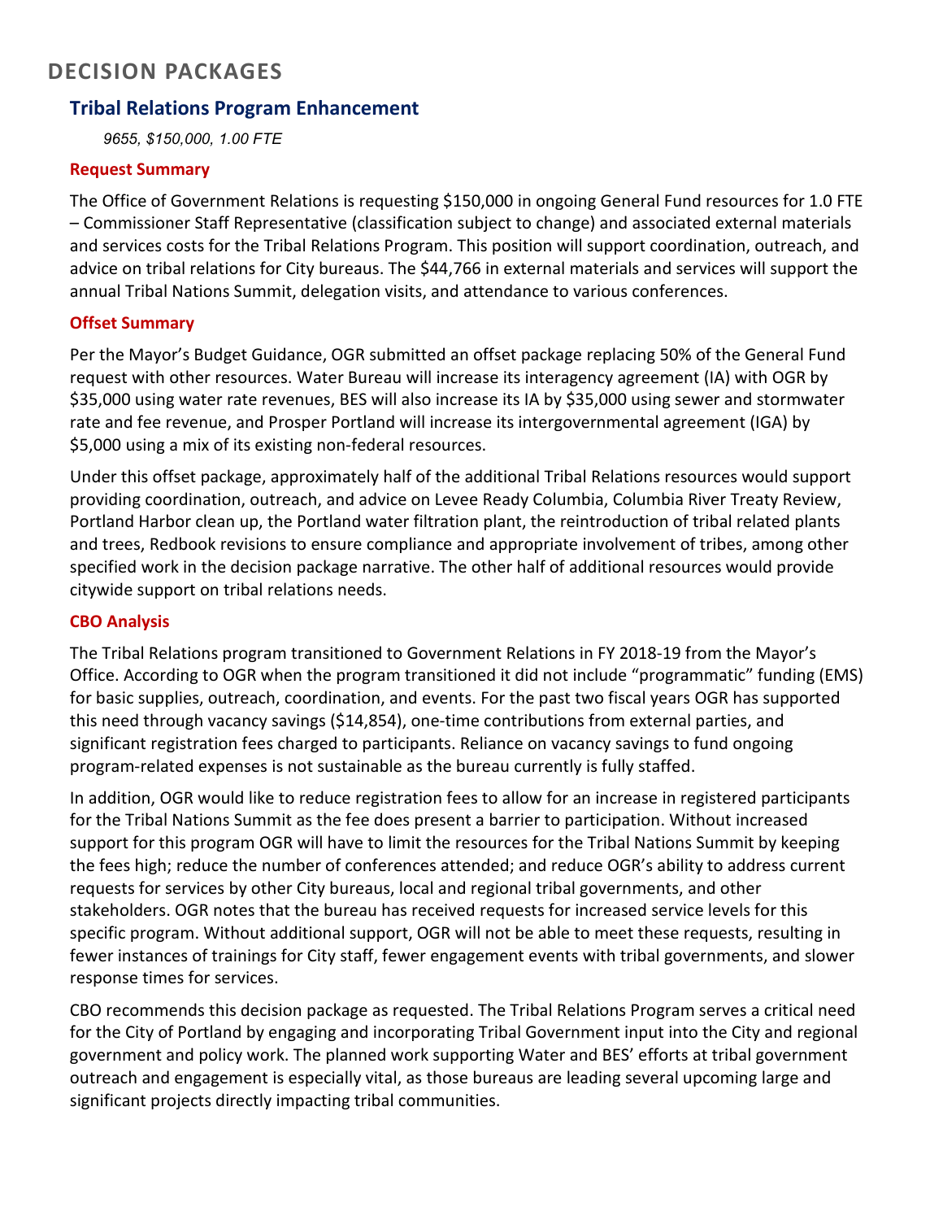## DECISION PACKAGES

### Tribal Relations Program Enhancement

*9655, $150,000, 1.00 FTE*

#### Request Summary

The Office of Government Relations is requesting $150,000 in ongoing General Fund resources for 1.0 FTE – Commissioner Staff Representative (classification subject to change) and associated external materials and services costs for the Tribal Relations Program. This position will support coordination, outreach, and advice on tribal relations for City bureaus. The $44,766 in external materials and services will support the annual Tribal Nations Summit, delegation visits, and attendance to various conferences.

#### Offset Summary

Per the Mayor's Budget Guidance, OGR submitted an offset package replacing 50% of the General Fund request with other resources. Water Bureau will increase its interagency agreement (IA) with OGR by $35,000 using water rate revenues, BES will also increase its IA by $35,000 using sewer and stormwater rate and fee revenue, and Prosper Portland will increase its intergovernmental agreement (IGA) by $5,000 using a mix of its existing non-federal resources.

Under this offset package, approximately half of the additional Tribal Relations resources would support providing coordination, outreach, and advice on Levee Ready Columbia, Columbia River Treaty Review, Portland Harbor clean up, the Portland water filtration plant, the reintroduction of tribal related plants and trees, Redbook revisions to ensure compliance and appropriate involvement of tribes, among other specified work in the decision package narrative. The other half of additional resources would provide citywide support on tribal relations needs.

#### CBO Analysis

The Tribal Relations program transitioned to Government Relations in FY 2018-19 from the Mayor's Office. According to OGR when the program transitioned it did not include "programmatic" funding (EMS) for basic supplies, outreach, coordination, and events. For the past two fiscal years OGR has supported this need through vacancy savings ($14,854), one-time contributions from external parties, and significant registration fees charged to participants. Reliance on vacancy savings to fund ongoing program-related expenses is not sustainable as the bureau currently is fully staffed.

In addition, OGR would like to reduce registration fees to allow for an increase in registered participants for the Tribal Nations Summit as the fee does present a barrier to participation. Without increased support for this program OGR will have to limit the resources for the Tribal Nations Summit by keeping the fees high; reduce the number of conferences attended; and reduce OGR's ability to address current requests for services by other City bureaus, local and regional tribal governments, and other stakeholders. OGR notes that the bureau has received requests for increased service levels for this specific program. Without additional support, OGR will not be able to meet these requests, resulting in fewer instances of trainings for City staff, fewer engagement events with tribal governments, and slower response times for services.

CBO recommends this decision package as requested. The Tribal Relations Program serves a critical need for the City of Portland by engaging and incorporating Tribal Government input into the City and regional government and policy work. The planned work supporting Water and BES' efforts at tribal government outreach and engagement is especially vital, as those bureaus are leading several upcoming large and significant projects directly impacting tribal communities.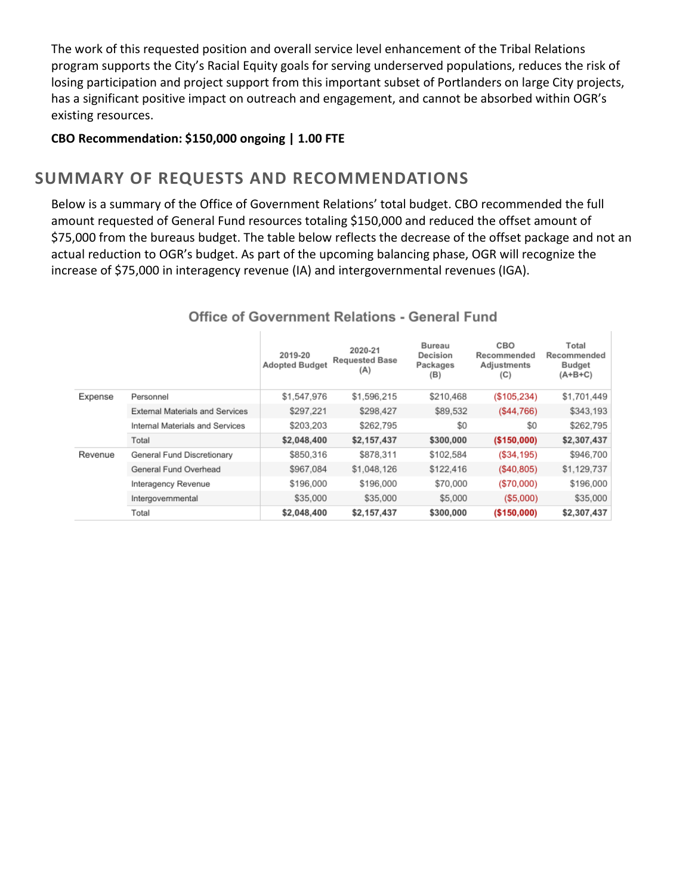The work of this requested position and overall service level enhancement of the Tribal Relations program supports the City's Racial Equity goals for serving underserved populations, reduces the risk of losing participation and project support from this important subset of Portlanders on large City projects, has a significant positive impact on outreach and engagement, and cannot be absorbed within OGR's existing resources.

**CBO Recommendation: $150,000 ongoing | 1.00 FTE**

## SUMMARY OF REQUESTS AND RECOMMENDATIONS

Below is a summary of the Office of Government Relations' total budget. CBO recommended the full amount requested of General Fund resources totaling $150,000 and reduced the offset amount of $75,000 from the bureaus budget. The table below reflects the decrease of the offset package and not an actual reduction to OGR's budget. As part of the upcoming balancing phase, OGR will recognize the increase of $75,000 in interagency revenue (IA) and intergovernmental revenues (IGA).

**Office of Government Relations - General Fund**

| | | 2019-20 Adopted Budget | 2020-21 Requested Base (A) | Bureau Decision Packages (B) | CBO Recommended Adjustments (C) | Total Recommended Budget (A+B+C) |
|---|---|---|---|---|---|---|
| Expense | Personnel | $1,547,976 | $1,596,215 | $210,468 | ($105,234) | $1,701,449 |
| | External Materials and Services | $297,221 | $298,427 | $89,532 | ($44,766) | $343,193 |
| | Internal Materials and Services | $203,203 | $262,795 | $0 | $0 | $262,795 |
| | Total | **$2,048,400** | **$2,157,437** | **$300,000** | **($150,000)** | **$2,307,437** |
| Revenue | General Fund Discretionary | $850,316 | $878,311 | $102,584 | ($34,195) | $946,700 |
| | General Fund Overhead | $967,084 | $1,048,126 | $122,416 | ($40,805) | $1,129,737 |
| | Interagency Revenue | $196,000 | $196,000 | $70,000 | ($70,000) | $196,000 |
| | Intergovernmental | $35,000 | $35,000 | $5,000 | ($5,000) | $35,000 |
| | Total | **$2,048,400** | **$2,157,437** | **$300,000** | **($150,000)** | **$2,307,437** |